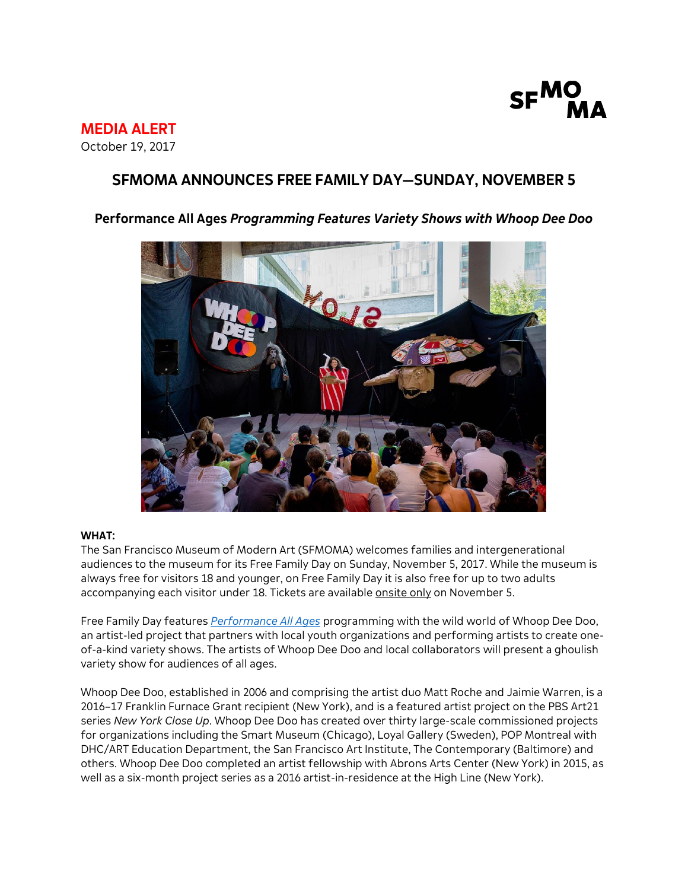SFMOMA

**MEDIA ALERT**
October 19, 2017

## SFMOMA ANNOUNCES FREE FAMILY DAY—SUNDAY, NOVEMBER 5

### Performance All Ages *Programming Features Variety Shows with Whoop Dee Doo*

**WHAT:**
The San Francisco Museum of Modern Art (SFMOMA) welcomes families and intergenerational audiences to the museum for its Free Family Day on Sunday, November 5, 2017. While the museum is always free for visitors 18 and younger, on Free Family Day it is also free for up to two adults accompanying each visitor under 18. Tickets are available onsite only on November 5.

Free Family Day features *Performance All Ages* programming with the wild world of Whoop Dee Doo, an artist-led project that partners with local youth organizations and performing artists to create one-of-a-kind variety shows. The artists of Whoop Dee Doo and local collaborators will present a ghoulish variety show for audiences of all ages.

Whoop Dee Doo, established in 2006 and comprising the artist duo Matt Roche and Jaimie Warren, is a 2016–17 Franklin Furnace Grant recipient (New York), and is a featured artist project on the PBS Art21 series *New York Close Up*. Whoop Dee Doo has created over thirty large-scale commissioned projects for organizations including the Smart Museum (Chicago), Loyal Gallery (Sweden), POP Montreal with DHC/ART Education Department, the San Francisco Art Institute, The Contemporary (Baltimore) and others. Whoop Dee Doo completed an artist fellowship with Abrons Arts Center (New York) in 2015, as well as a six-month project series as a 2016 artist-in-residence at the High Line (New York).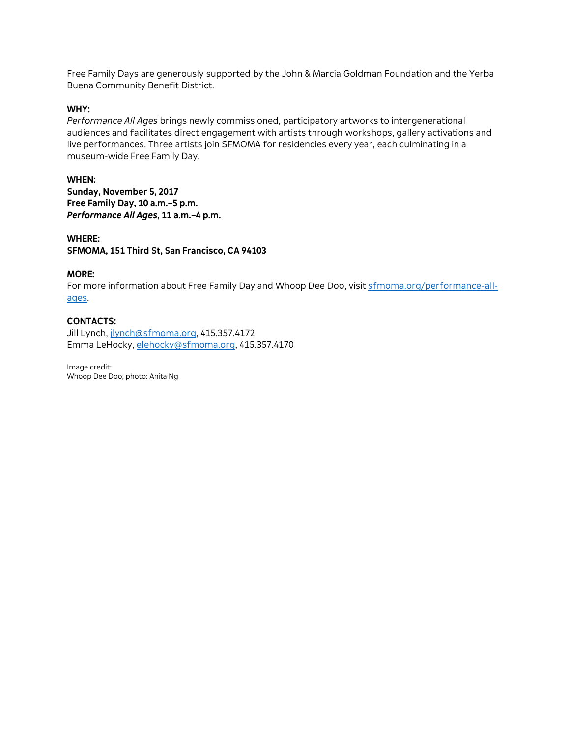Free Family Days are generously supported by the John & Marcia Goldman Foundation and the Yerba Buena Community Benefit District.

**WHY:**
*Performance All Ages* brings newly commissioned, participatory artworks to intergenerational audiences and facilitates direct engagement with artists through workshops, gallery activations and live performances. Three artists join SFMOMA for residencies every year, each culminating in a museum-wide Free Family Day.

**WHEN:**
**Sunday, November 5, 2017**
**Free Family Day, 10 a.m.–5 p.m.**
***Performance All Ages*, 11 a.m.–4 p.m.**

**WHERE:**
**SFMOMA, 151 Third St, San Francisco, CA 94103**

**MORE:**
For more information about Free Family Day and Whoop Dee Doo, visit [sfmoma.org/performance-all-ages](sfmoma.org/performance-all-ages).

**CONTACTS:**
Jill Lynch, [jlynch@sfmoma.org](mailto:jlynch@sfmoma.org), 415.357.4172
Emma LeHocky, [elehocky@sfmoma.org](mailto:elehocky@sfmoma.org), 415.357.4170

Image credit:
Whoop Dee Doo; photo: Anita Ng